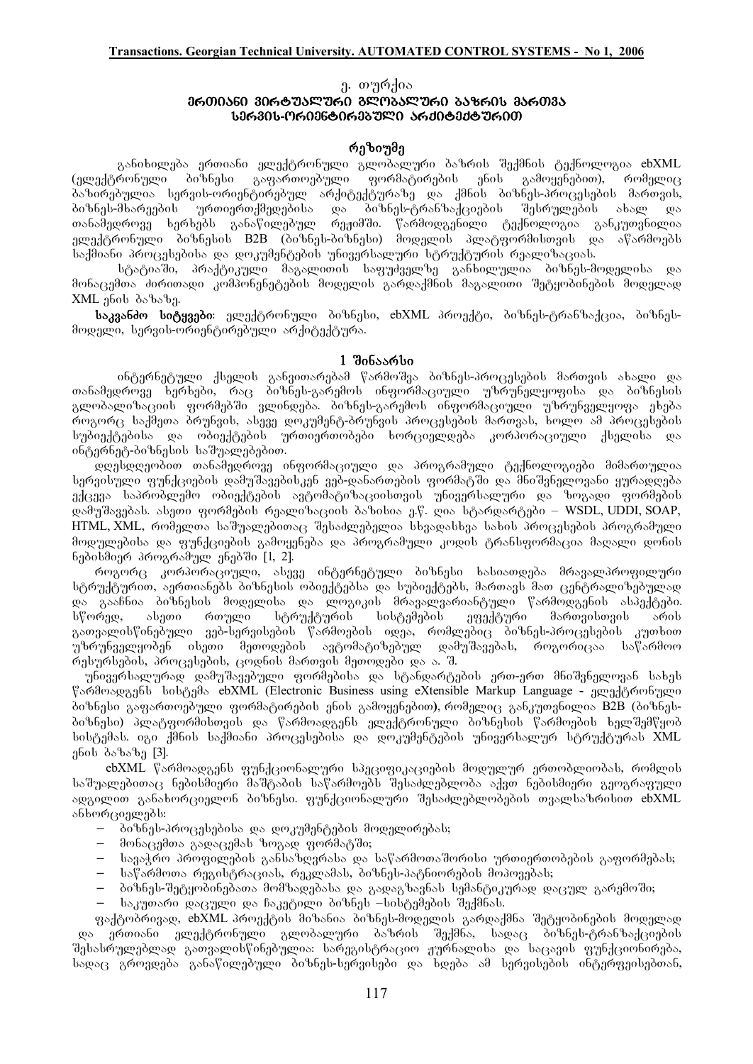ე. თურქია

# ერთიანი ვირტუალური გლობალური ბაზრის მართვა სერვის-ორიენტირებული არქიტექტურით

## რეზიუმე

განიხილება ერთიანი ელექტრონული გლობალური ბაზრის შექმნის ტექნოლოგია ebXML (ელექტრონული ბიზნესი გაფართოებული ფორმატირების ენის გამოყენებით), რომელიც ბაზირებულია სერვის-ორიენტირებულ არქიტექტურაზე და ქმნის ბიზნეს-პროცესების მართვის, ბიზნეს-მხარეების ურთიერთქმედებისა და ბიზნეს-ტრანზაქციების შესრულების ახალ და თანამედროვე ხერხებს განაწილებულ რეჟიმში. წარმოდგენილი ტექნოლოგია განკუთვნილია ელექტრონული ბიზნესის B2B (ბიზნეს-ბიზნესი) მოდელის პლატფორმისთვის და აწარმოებს საქმიანი პროცესებისა და დოკუმენტების უნივერსალური სტრუქტურის რეალიზაციას.

სტატიაში, პრაქტიკული მაგალითის საფუძველზე განხილულია ბიზნეს-მოდელისა და მონაცემთა ძირითადი კომპონენტების მოდელის გარდაქმნის მაგალითი შეტყობინების მოდელად XML ენის ბაზაზე.

**საკვანძო სიტყვები**: ელექტრონული ბიზნესი, ebXML პროექტი, ბიზნეს-ტრანზაქცია, ბიზნეს-მოდელი, სერვის-ორიენტირებული არქიტექტურა.

## 1 შინაარსი

ინტერნეტული ქსელის განვითარებამ წარმოშვა ბიზნეს-პროცესების მართვის ახალი და თანამედროვე ხერხები, რაც ბიზნეს-გარემოს ინფორმაციული უზრუნველყოფისა და ბიზნესის გლობალიზაციის ფორმებში ვლინდება. ბიზნეს-გარემოს ინფორმაციული უზრუნველყოფა ეხება როგორც საქმეთა ბრუნვის, ასევე დოკუმენტ-ბრუნვის პროცესების მართვას, ხოლო ამ პროცესების სუბიექტებისა და ობიექტების ურთიერთობები ხორციელდება კორპორაციული ქსელისა და ინტერნეტ-ბიზნესის საშუალებებით.

დღესდღეობით თანამედროვე ინფორმაციული და პროგრამული ტექნოლოგიები მიმართულია სერვისული ფუნქციების დამუშავებისკენ ვებ-დანართების ფორმატში და მნიშვნელოვანი ყურადღება ექცევა საპრობლემო ობიექტების ავტომატიზაციისთვის უნივერსალური და ზოგადი ფორმების დამუშავებას. ასეთი ფორმების რეალიზაციის ბაზისია ე.წ. ღია სტარდარტები – WSDL, UDDI, SOAP, HTML, XML, რომელთა საშუალებითაც შესაძლებელია სხვადასხვა სახის პროცესების პროგრამული მოდულებისა და ფუნქციების გამოყენება და პროგრამული კოდის ტრანსფორმაცია მაღალი დონის ნებისმიერ პროგრამულ ენებში [1, 2].

როგორც კორპორაციული, ასევე ინტერნეტული ბიზნესი ხასიათდება მრავალპროფილური სტრუქტურით, აერთიანებს ბიზნესის ობიექტებსა და სუბიექტებს, მართავს მათ ცენტრალიზებულად და გააჩნია ბიზნესის მოდელისა და ლოგიკის მრავალვარიანტული წარმოდგენის ასპექტები. სწორედ, ასეთი რთული სტრუქტურის სისტემების ეფექტური მართვისთვის არის გათვალისწინებული ვებ-სერვისების წარმოების იდეა, რომლებიც ბიზნეს-პროცესების კუთხით უზრუნველყობენ ისეთი მეთოდების ავტომატიზებულ დამუშავებას, როგორიცაა საწარმოო რესურსების, პროცესების, ცოდნის მართვის მეთოდები და ა. შ.

უნივერსალურად დამუშავებული ფორმებისა და სტანდარტების ერთ-ერთ მნიშვნელოვან სახეს წარმოადგენს სისტემა ebXML (Electronic Business using eXtensible Markup Language - ელექტრონული ბიზნესი გაფართოებული ფორმატირების ენის გამოყენებით), რომელიც განკუთვნილია B2B (ბიზნეს-ბიზნესი) პლატფორმისთვის და წარმოადგენს ელექტრონული ბიზნესის წარმოების ხელშემწყობ სისტემას. იგი ქმნის საქმიანი პროცესებისა და დოკუმენტების უნივერსალურ სტრუქტურას XML ენის ბაზაზე [3].

ebXML წარმოადგენს ფუნქციონალური სპეციფიკაციების მოდულურ ერთობლიობას, რომლის საშუალებითაც ნებისმიერი მაშტაბის საწარმოებს შესაძლებლობა აქვთ ნებისმიერი გეოგრაფიული ადგილით განახორციელონ ბიზნესი. ფუნქციონალური შესაძლებლობების თვალსაზრისით ebXML ახორციელებს:

- ბიზნეს-პროცესებისა და დოკუმენტების მოდელირებას;
- მონაცემთა გადაცემას ზოგად ფორმატში;
- სავაჭრო პროფილების განსაზღვრასა და საწარმოთაშორისი ურთიერთობების გაფორმებას;
- საწარმოთა რეგისტრაციას, რეკლამას, ბიზნეს-პარტნიორების მოპოვებას;
- ბიზნეს-შეტყობინებათა მომზადებასა და გადაგზავნას სემანტიკურად დაცულ გარემოში;
- საკუთარი დაცული და ჩაკეტილი ბიზნეს –სისტემების შექმნას.

ფაქტობრივად, ebXML პროექტის მიზანია ბიზნეს-მოდელის გარდაქმნა შეტყობინების მოდელად და ერთიანი ელექტრონული გლობალური ბაზრის შექმნა, სადაც ბიზნეს-ტრანზაქციების შესასრულებლად გათვალისწინებულია: სარეგისტრაციო ჟურნალისა და საცავის ფუნქციონირება, სადაც გროვდება განაწილებული ბიზნეს-სერვისები და ხდება ამ სერვისების ინტერფეისებთან,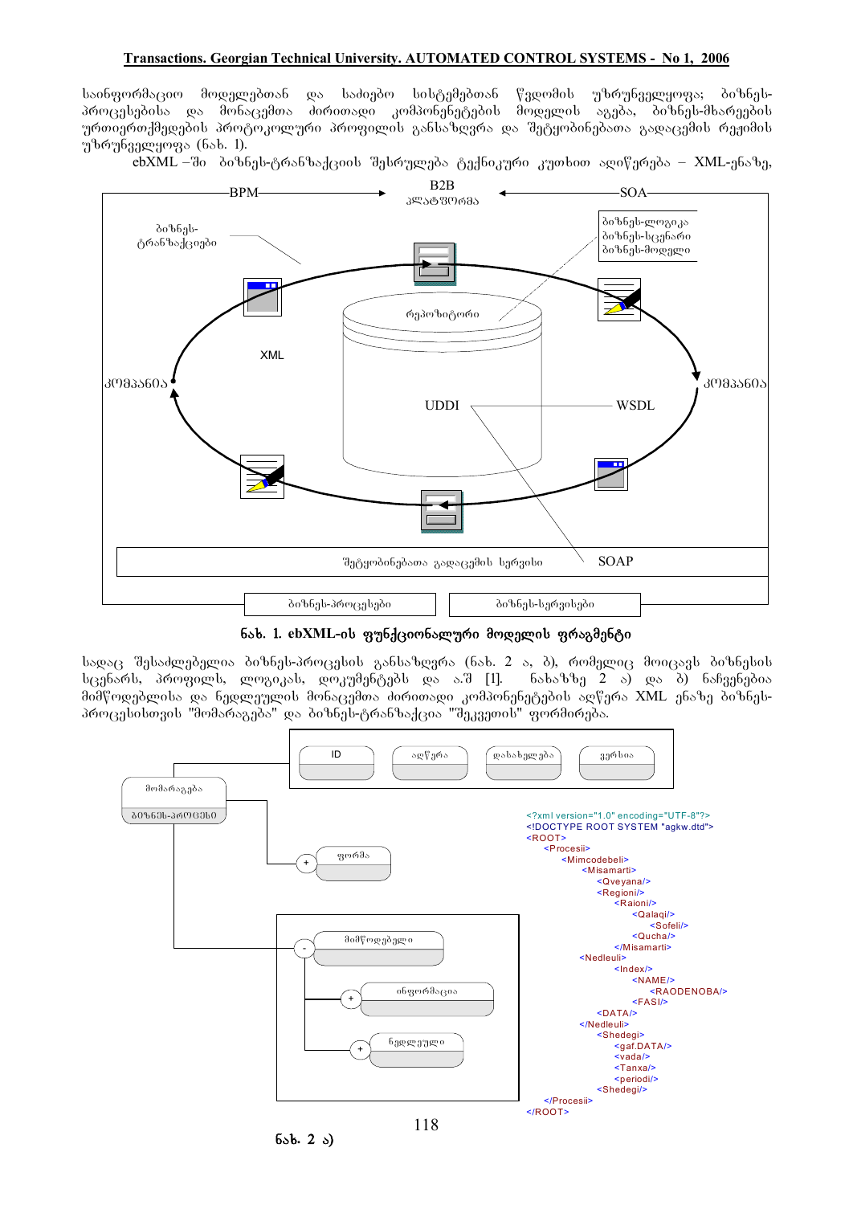საინფორმაციო მოდელებთან და საძიებო სისტემებთან წვდომის უზრუნველყოფა; ბიზნეს-პროცესებისა და მონაცემთა ძირითადი კომპონენტების მოდელის აგება, ბიზნეს-მხარეების ურთიერთქმედების პროტოკოლური პროფილის განსაზღვრა და შეტყობინებათა გადაცემის რეჟიმის უზრუნველყოფა (ნახ. 1).

ebXML –ში ბიზნეს-ტრანზაქციის შესრულება ტექნიკური კუთხით აღიწერება – XML-ენაზე,

BPM — B2B პლატფორმა — SOA

ბიზნეს-ტრანზაქციები

ბიზნეს-ლოგიკა
ბიზნეს-სცენარი
ბიზნეს-მოდელი

რეპოზიტორი

XML

კომპანია

კომპანია

UDDI

WSDL

შეტყობინებათა გადაცემის სერვისი

SOAP

ბიზნეს-პროცესები

ბიზნეს-სერვისები

**ნახ. 1. ebXML-ის ფუნქციონალური მოდელის ფრაგმენტი**

სადაც შესაძლებელია ბიზნეს-პროცესის განსაზღვრა (ნახ. 2 ა, ბ), რომელიც მოიცავს ბიზნესის სცენარს, პროფილს, ლოგიკას, დოკუმენტებს და ა.შ [1]. ნახაზზე 2 ა) და ბ) ნაჩვენებია მიმწოდებლისა და ნედლეულის მონაცემთა ძირითადი კომპონენტების აღწერა XML ენაზე ბიზნეს-პროცესისთვის "მომარაგება" და ბიზნეს-ტრანზაქცია "შეკვეთის" ფორმირება.

ID | აღწერა | დასახელება | ვერსია

მომარაგება
ბიზნეს-პროცესი

ფორმა

მიმწოდებელი

ინფორმაცია

ნედლეული

```
<?xml version="1.0" encoding="UTF-8"?>
<!DOCTYPE ROOT SYSTEM "agkw.dtd">
<ROOT>
  <Procesii>
    <Mimcodebeli>
      <Misamarti>
        <Qveyana/>
        <Regioni/>
          <Raioni/>
            <Qalaqi/>
              <Sofeli/>
            <Qucha/>
          </Misamarti>
    <Nedleuli>
      <Index/>
        <NAME/>
          <RAODENOBA/>
        <FASI/>
      <DATA/>
    </Nedleuli>
      <Shedegi>
        <gaf.DATA/>
        <vada/>
        <Tanxa/>
        <periodi/>
      <Shedegi/>
  </Procesii>
</ROOT>
```

ნახ. 2 ა)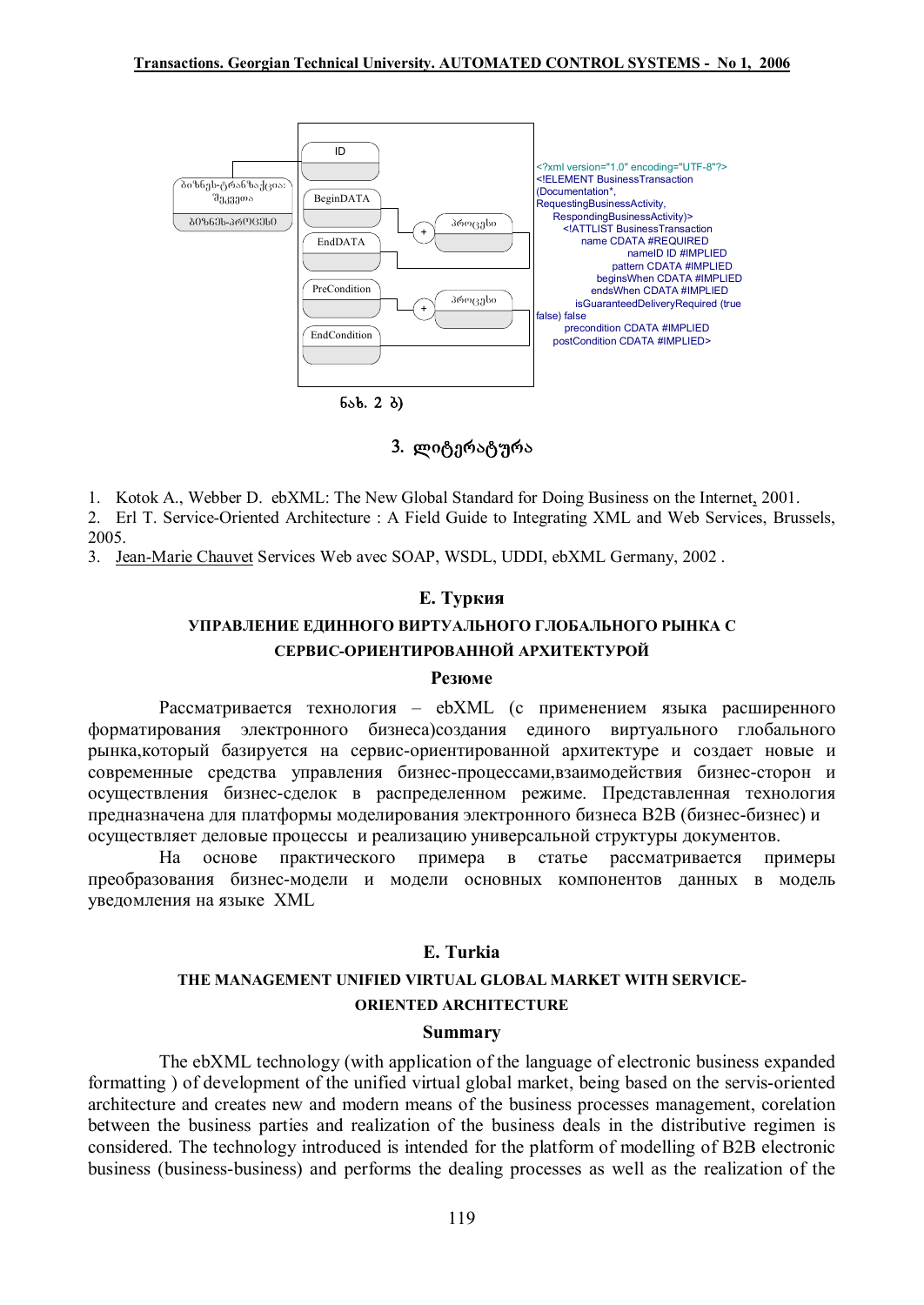<?xml version="1.0" encoding="UTF-8"?>
<!ELEMENT BusinessTransaction (Documentation*, RequestingBusinessActivity, RespondingBusinessActivity)>
<!ATTLIST BusinessTransaction
name CDATA #REQUIRED
nameID ID #IMPLIED
pattern CDATA #IMPLIED
beginsWhen CDATA #IMPLIED
endsWhen CDATA #IMPLIED
isGuaranteedDeliveryRequired (true false) false
precondition CDATA #IMPLIED
postCondition CDATA #IMPLIED>

ნახ. 2 ბ)

## 3. ლიტერატურა

1. Kotok A., Webber D. ebXML: The New Global Standard for Doing Business on the Internet, 2001.
2. Erl T. Service-Oriented Architecture : A Field Guide to Integrating XML and Web Services, Brussels, 2005.
3. Jean-Marie Chauvet Services Web avec SOAP, WSDL, UDDI, ebXML Germany, 2002 .

### Е. Туркия

### УПРАВЛЕНИЕ ЕДИННОГО ВИРТУАЛЬНОГО ГЛОБАЛЬНОГО РЫНКА С СЕРВИС-ОРИЕНТИРОВАННОЙ АРХИТЕКТУРОЙ

### Резюме

Рассматривается технология – ebXML (с применением языка расширенного форматирования электронного бизнеса)создания единого виртуального глобального рынка,который базируется на сервис-ориентированной архитектуре и создает новые и современные средства управления бизнес-процессами,взаимодействия бизнес-сторон и осуществления бизнес-сделок в распределенном режиме. Представленная технология предназначена для платформы моделирования электронного бизнеса B2B (бизнес-бизнес) и осуществляет деловые процессы и реализацию универсальной структуры документов.

На основе практического примера в статье рассматривается примеры преобразования бизнес-модели и модели основных компонентов данных в модель уведомления на языке XML

### E. Turkia

### THE MANAGEMENT UNIFIED VIRTUAL GLOBAL MARKET WITH SERVICE-ORIENTED ARCHITECTURE

### Summary

The ebXML technology (with application of the language of electronic business expanded formatting ) of development of the unified virtual global market, being based on the servis-oriented architecture and creates new and modern means of the business processes management, corelation between the business parties and realization of the business deals in the distributive regimen is considered. The technology introduced is intended for the platform of modelling of B2B electronic business (business-business) and performs the dealing processes as well as the realization of the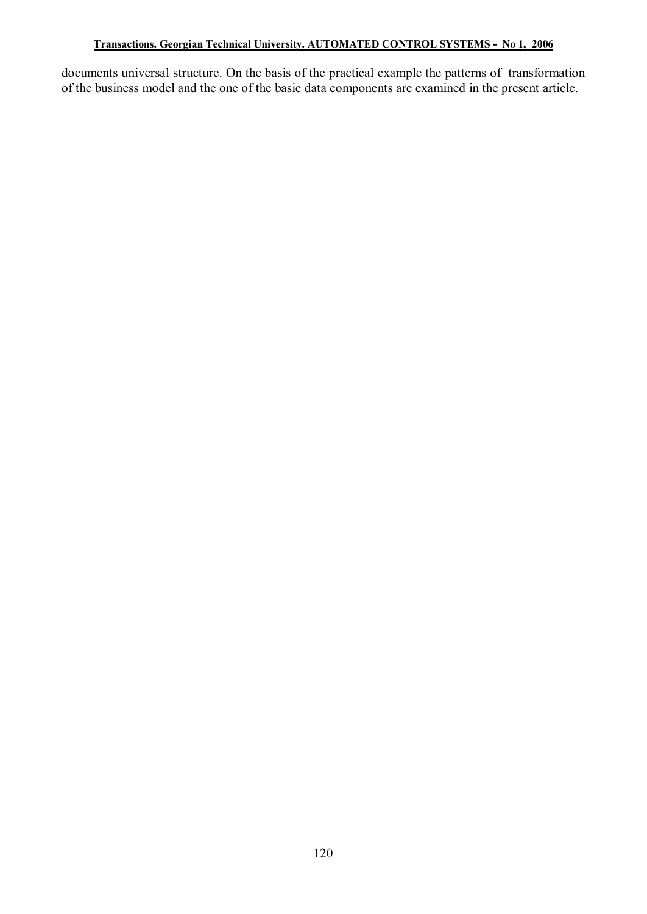documents universal structure. On the basis of the practical example the patterns of transformation of the business model and the one of the basic data components are examined in the present article.